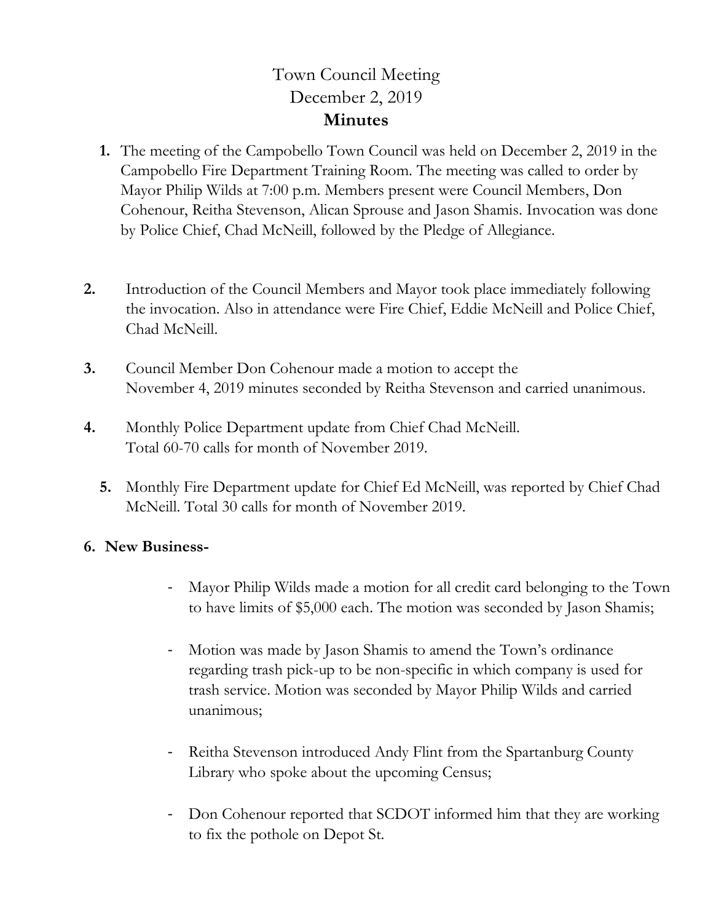# Town Council Meeting
## December 2, 2019
## **Minutes**

1. The meeting of the Campobello Town Council was held on December 2, 2019 in the Campobello Fire Department Training Room. The meeting was called to order by Mayor Philip Wilds at 7:00 p.m. Members present were Council Members, Don Cohenour, Reitha Stevenson, Alican Sprouse and Jason Shamis. Invocation was done by Police Chief, Chad McNeill, followed by the Pledge of Allegiance.

2. Introduction of the Council Members and Mayor took place immediately following the invocation. Also in attendance were Fire Chief, Eddie McNeill and Police Chief, Chad McNeill.

3. Council Member Don Cohenour made a motion to accept the November 4, 2019 minutes seconded by Reitha Stevenson and carried unanimous.

4. Monthly Police Department update from Chief Chad McNeill. Total 60-70 calls for month of November 2019.

5. Monthly Fire Department update for Chief Ed McNeill, was reported by Chief Chad McNeill. Total 30 calls for month of November 2019.

6. **New Business-**

   - Mayor Philip Wilds made a motion for all credit card belonging to the Town to have limits of $5,000 each. The motion was seconded by Jason Shamis;

   - Motion was made by Jason Shamis to amend the Town's ordinance regarding trash pick-up to be non-specific in which company is used for trash service. Motion was seconded by Mayor Philip Wilds and carried unanimous;

   - Reitha Stevenson introduced Andy Flint from the Spartanburg County Library who spoke about the upcoming Census;

   - Don Cohenour reported that SCDOT informed him that they are working to fix the pothole on Depot St.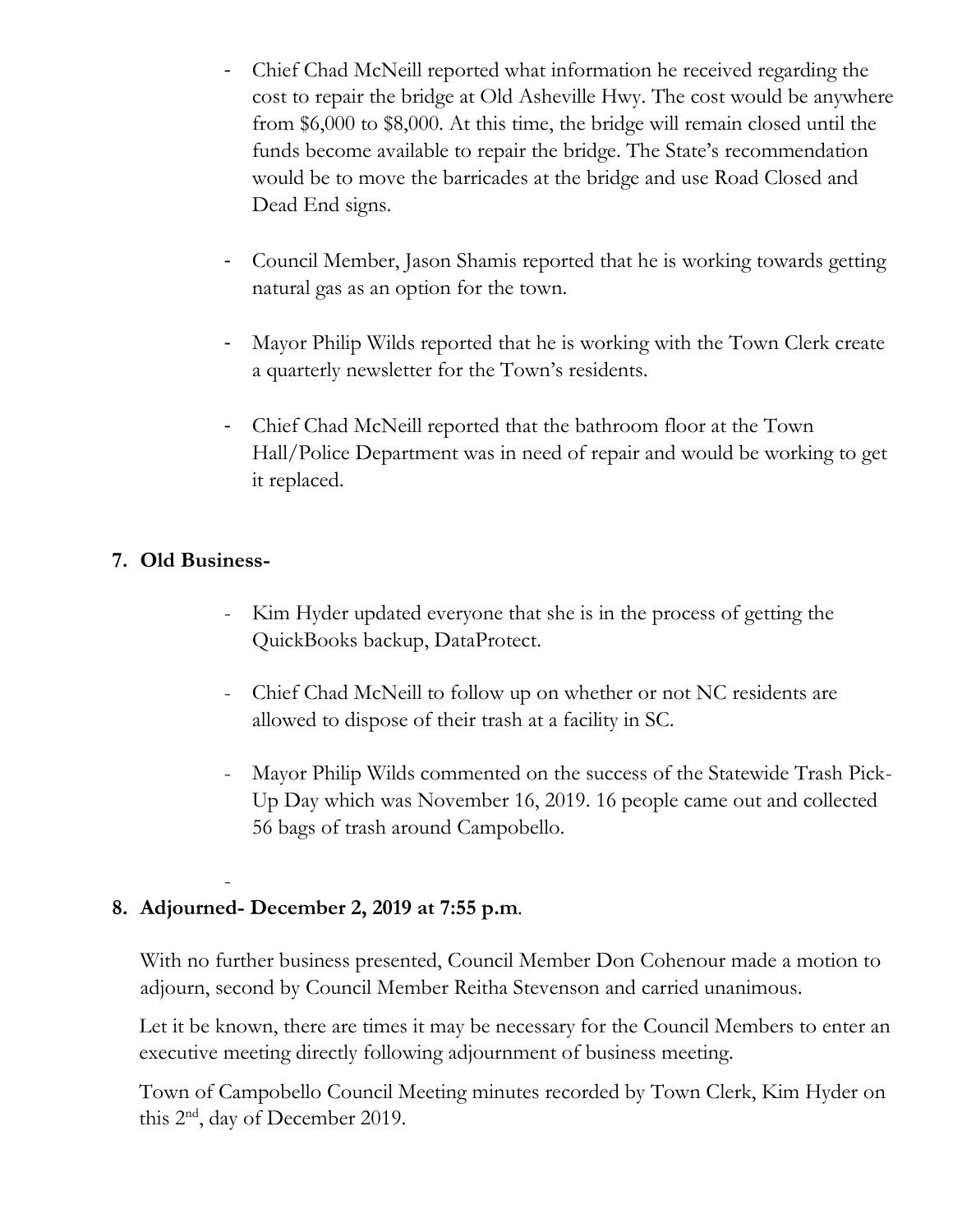- Chief Chad McNeill reported what information he received regarding the cost to repair the bridge at Old Asheville Hwy. The cost would be anywhere from $6,000 to $8,000. At this time, the bridge will remain closed until the funds become available to repair the bridge. The State's recommendation would be to move the barricades at the bridge and use Road Closed and Dead End signs.

- Council Member, Jason Shamis reported that he is working towards getting natural gas as an option for the town.

- Mayor Philip Wilds reported that he is working with the Town Clerk create a quarterly newsletter for the Town's residents.

- Chief Chad McNeill reported that the bathroom floor at the Town Hall/Police Department was in need of repair and would be working to get it replaced.

**7. Old Business-**

- Kim Hyder updated everyone that she is in the process of getting the QuickBooks backup, DataProtect.

- Chief Chad McNeill to follow up on whether or not NC residents are allowed to dispose of their trash at a facility in SC.

- Mayor Philip Wilds commented on the success of the Statewide Trash Pick-Up Day which was November 16, 2019. 16 people came out and collected 56 bags of trash around Campobello.

-

**8. Adjourned- December 2, 2019 at 7:55 p.m**.

With no further business presented, Council Member Don Cohenour made a motion to adjourn, second by Council Member Reitha Stevenson and carried unanimous.

Let it be known, there are times it may be necessary for the Council Members to enter an executive meeting directly following adjournment of business meeting.

Town of Campobello Council Meeting minutes recorded by Town Clerk, Kim Hyder on this 2nd, day of December 2019.